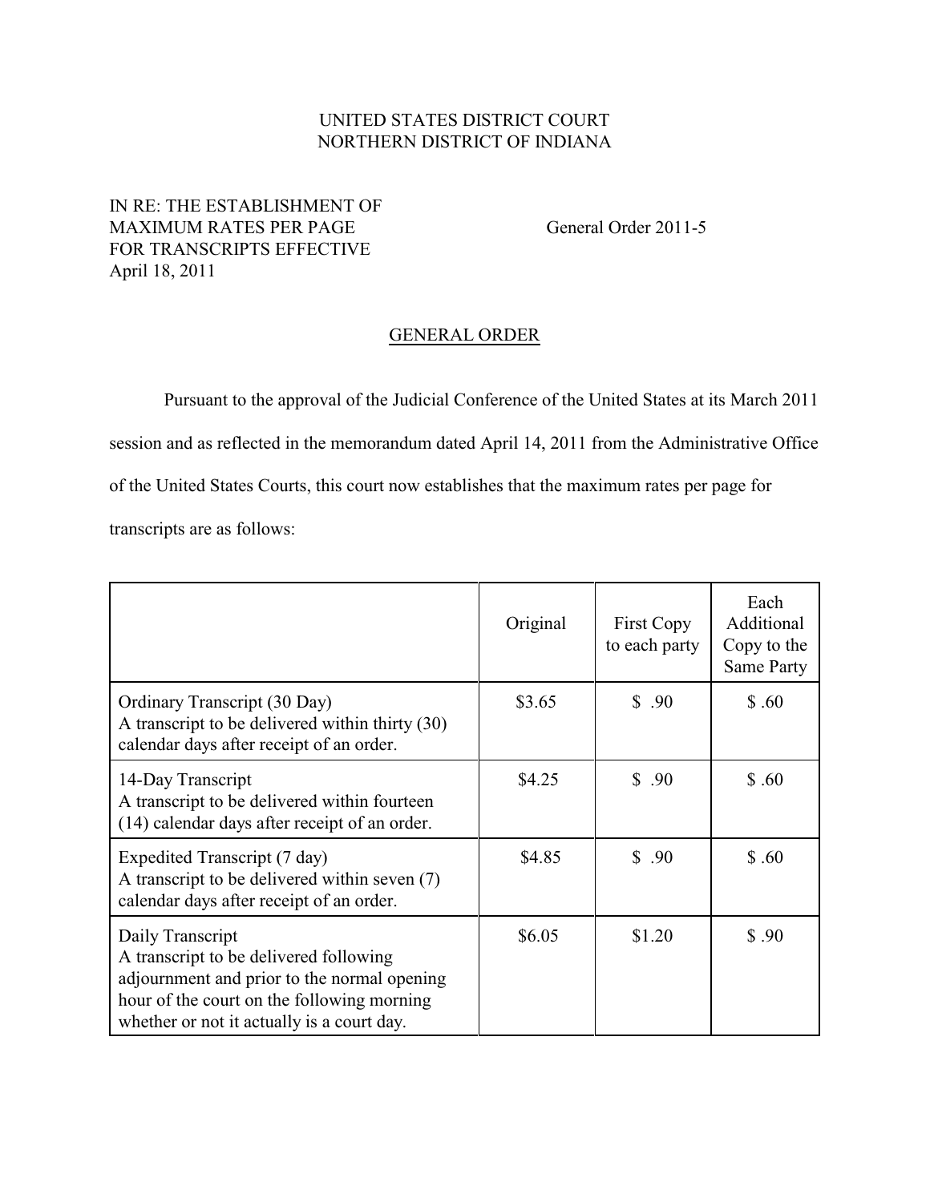UNITED STATES DISTRICT COURT
NORTHERN DISTRICT OF INDIANA

IN RE: THE ESTABLISHMENT OF MAXIMUM RATES PER PAGE FOR TRANSCRIPTS EFFECTIVE April 18, 2011

General Order 2011-5

## GENERAL ORDER

Pursuant to the approval of the Judicial Conference of the United States at its March 2011 session and as reflected in the memorandum dated April 14, 2011 from the Administrative Office of the United States Courts, this court now establishes that the maximum rates per page for transcripts are as follows:

| | Original | First Copy to each party | Each Additional Copy to the Same Party |
|---|---|---|---|
| Ordinary Transcript (30 Day)<br>A transcript to be delivered within thirty (30) calendar days after receipt of an order. | $3.65 | $ .90 | $ .60 |
| 14-Day Transcript<br>A transcript to be delivered within fourteen (14) calendar days after receipt of an order. | $4.25 | $ .90 | $ .60 |
| Expedited Transcript (7 day)<br>A transcript to be delivered within seven (7) calendar days after receipt of an order. | $4.85 | $ .90 | $ .60 |
| Daily Transcript<br>A transcript to be delivered following adjournment and prior to the normal opening hour of the court on the following morning whether or not it actually is a court day. | $6.05 | $1.20 | $ .90 |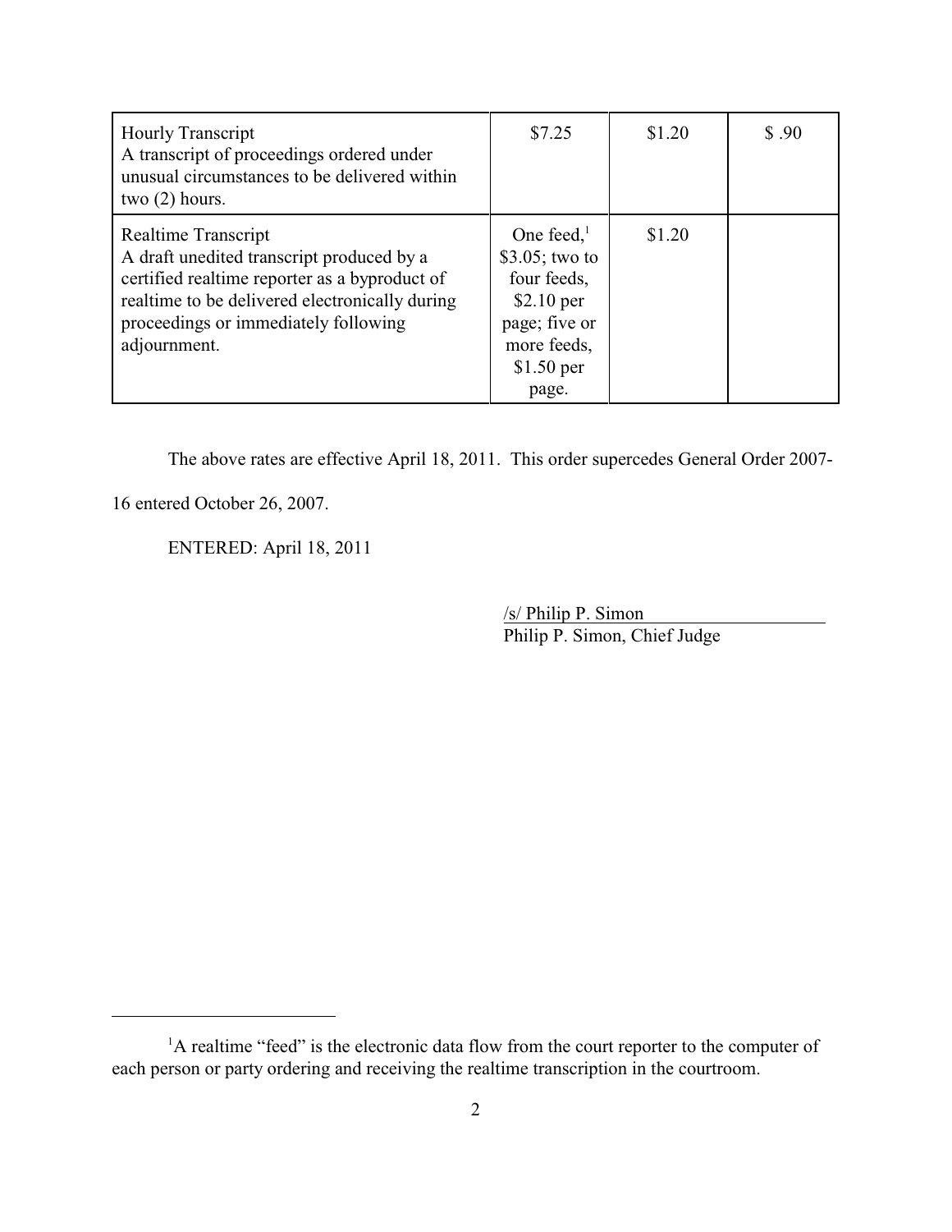| | | | |
|---|---|---|---|
| Hourly Transcript<br>A transcript of proceedings ordered under unusual circumstances to be delivered within two (2) hours. | $7.25 | $1.20 | $ .90 |
| Realtime Transcript<br>A draft unedited transcript produced by a certified realtime reporter as a byproduct of realtime to be delivered electronically during proceedings or immediately following adjournment. | One feed,[1] $3.05; two to four feeds, $2.10 per page; five or more feeds, $1.50 per page. | $1.20 | |

The above rates are effective April 18, 2011. This order supercedes General Order 2007-16 entered October 26, 2007.

ENTERED: April 18, 2011

/s/ Philip P. Simon
Philip P. Simon, Chief Judge

---

[1]A realtime "feed" is the electronic data flow from the court reporter to the computer of each person or party ordering and receiving the realtime transcription in the courtroom.